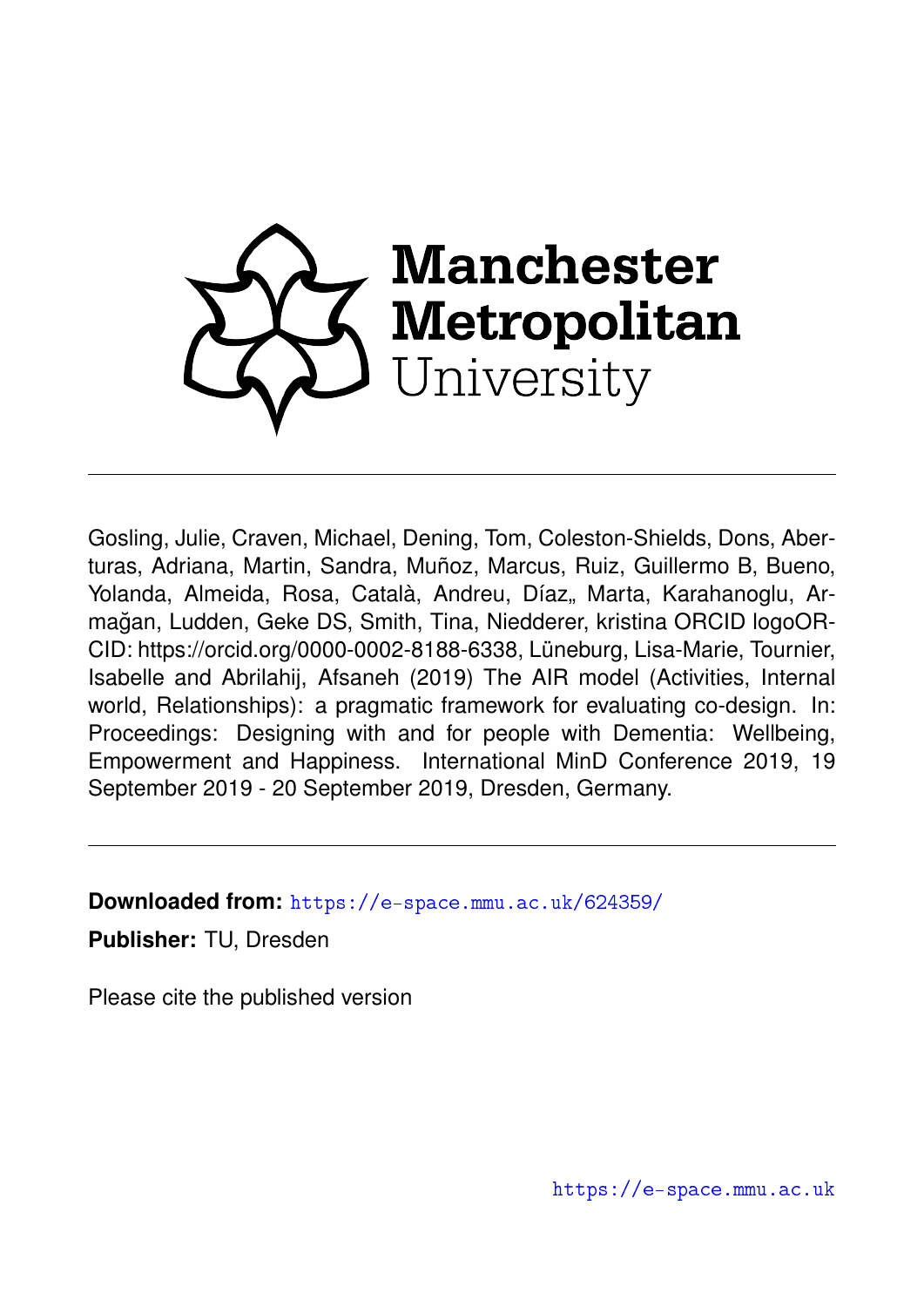Manchester Metropolitan University

Gosling, Julie, Craven, Michael, Dening, Tom, Coleston-Shields, Dons, Aberturas, Adriana, Martin, Sandra, Muñoz, Marcus, Ruiz, Guillermo B, Bueno, Yolanda, Almeida, Rosa, Català, Andreu, Díaz,, Marta, Karahanoglu, Armağan, Ludden, Geke DS, Smith, Tina, Niedderer, kristina ORCID logoORCID: https://orcid.org/0000-0002-8188-6338, Lüneburg, Lisa-Marie, Tournier, Isabelle and Abrilahij, Afsaneh (2019) The AIR model (Activities, Internal world, Relationships): a pragmatic framework for evaluating co-design. In: Proceedings: Designing with and for people with Dementia: Wellbeing, Empowerment and Happiness. International MinD Conference 2019, 19 September 2019 - 20 September 2019, Dresden, Germany.

**Downloaded from:** https://e-space.mmu.ac.uk/624359/

**Publisher:** TU, Dresden

Please cite the published version

https://e-space.mmu.ac.uk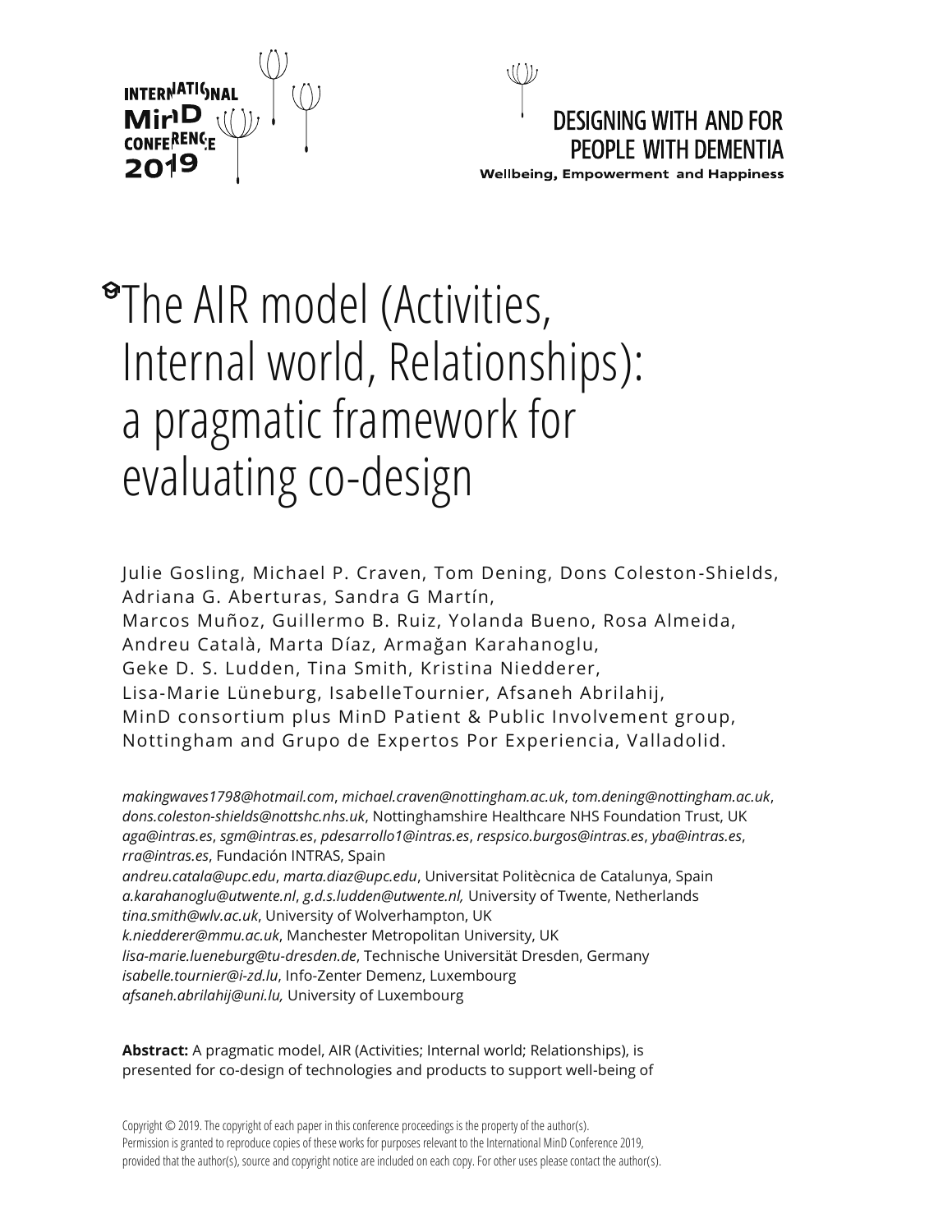# The AIR model (Activities, Internal world, Relationships): a pragmatic framework for evaluating co-design

Julie Gosling, Michael P. Craven, Tom Dening, Dons Coleston-Shields, Adriana G. Aberturas, Sandra G Martín, Marcos Muñoz, Guillermo B. Ruiz, Yolanda Bueno, Rosa Almeida, Andreu Català, Marta Díaz, Armağan Karahanoglu, Geke D. S. Ludden, Tina Smith, Kristina Niedderer, Lisa-Marie Lüneburg, IsabelleTournier, Afsaneh Abrilahij, MinD consortium plus MinD Patient & Public Involvement group, Nottingham and Grupo de Expertos Por Experiencia, Valladolid.

*makingwaves1798@hotmail.com*, *michael.craven@nottingham.ac.uk*, *tom.dening@nottingham.ac.uk*, *dons.coleston-shields@nottshc.nhs.uk*, Nottinghamshire Healthcare NHS Foundation Trust, UK
*aga@intras.es*, *sgm@intras.es*, *pdesarrollo1@intras.es*, *respsico.burgos@intras.es*, *yba@intras.es*, *rra@intras.es*, Fundación INTRAS, Spain
*andreu.catala@upc.edu*, *marta.diaz@upc.edu*, Universitat Politècnica de Catalunya, Spain
*a.karahanoglu@utwente.nl*, *g.d.s.ludden@utwente.nl,* University of Twente, Netherlands
*tina.smith@wlv.ac.uk*, University of Wolverhampton, UK
*k.niedderer@mmu.ac.uk*, Manchester Metropolitan University, UK
*lisa-marie.lueneburg@tu-dresden.de*, Technische Universität Dresden, Germany
*isabelle.tournier@i-zd.lu*, Info-Zenter Demenz, Luxembourg
*afsaneh.abrilahij@uni.lu,* University of Luxembourg

**Abstract:** A pragmatic model, AIR (Activities; Internal world; Relationships), is presented for co-design of technologies and products to support well-being of

Copyright © 2019. The copyright of each paper in this conference proceedings is the property of the author(s). Permission is granted to reproduce copies of these works for purposes relevant to the International MinD Conference 2019, provided that the author(s), source and copyright notice are included on each copy. For other uses please contact the author(s).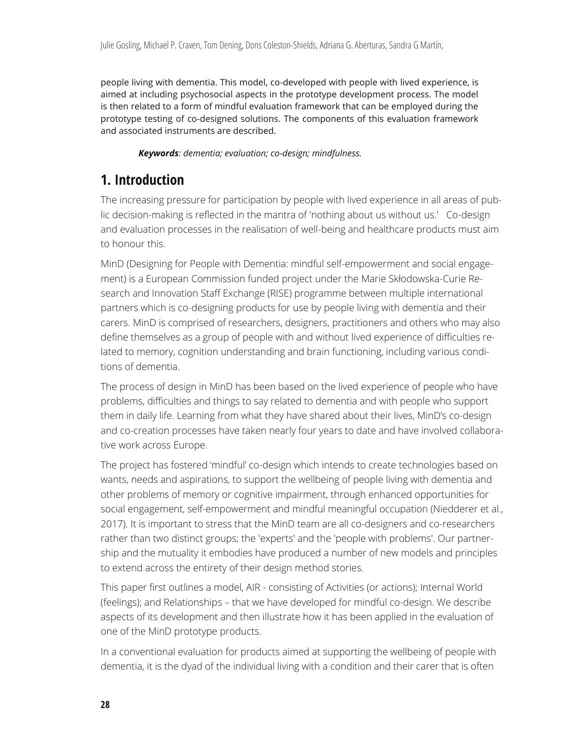people living with dementia. This model, co-developed with people with lived experience, is aimed at including psychosocial aspects in the prototype development process. The model is then related to a form of mindful evaluation framework that can be employed during the prototype testing of co-designed solutions. The components of this evaluation framework and associated instruments are described.

***Keywords****: dementia; evaluation; co-design; mindfulness.*

# 1. Introduction

The increasing pressure for participation by people with lived experience in all areas of public decision-making is reflected in the mantra of 'nothing about us without us.' Co-design and evaluation processes in the realisation of well-being and healthcare products must aim to honour this.

MinD (Designing for People with Dementia: mindful self-empowerment and social engagement) is a European Commission funded project under the Marie Skłodowska-Curie Research and Innovation Staff Exchange (RISE) programme between multiple international partners which is co-designing products for use by people living with dementia and their carers. MinD is comprised of researchers, designers, practitioners and others who may also define themselves as a group of people with and without lived experience of difficulties related to memory, cognition understanding and brain functioning, including various conditions of dementia.

The process of design in MinD has been based on the lived experience of people who have problems, difficulties and things to say related to dementia and with people who support them in daily life. Learning from what they have shared about their lives, MinD's co-design and co-creation processes have taken nearly four years to date and have involved collaborative work across Europe.

The project has fostered 'mindful' co-design which intends to create technologies based on wants, needs and aspirations, to support the wellbeing of people living with dementia and other problems of memory or cognitive impairment, through enhanced opportunities for social engagement, self-empowerment and mindful meaningful occupation (Niedderer et al., 2017). It is important to stress that the MinD team are all co-designers and co-researchers rather than two distinct groups; the 'experts' and the 'people with problems'. Our partnership and the mutuality it embodies have produced a number of new models and principles to extend across the entirety of their design method stories.

This paper first outlines a model, AIR - consisting of Activities (or actions); Internal World (feelings); and Relationships – that we have developed for mindful co-design. We describe aspects of its development and then illustrate how it has been applied in the evaluation of one of the MinD prototype products.

In a conventional evaluation for products aimed at supporting the wellbeing of people with dementia, it is the dyad of the individual living with a condition and their carer that is often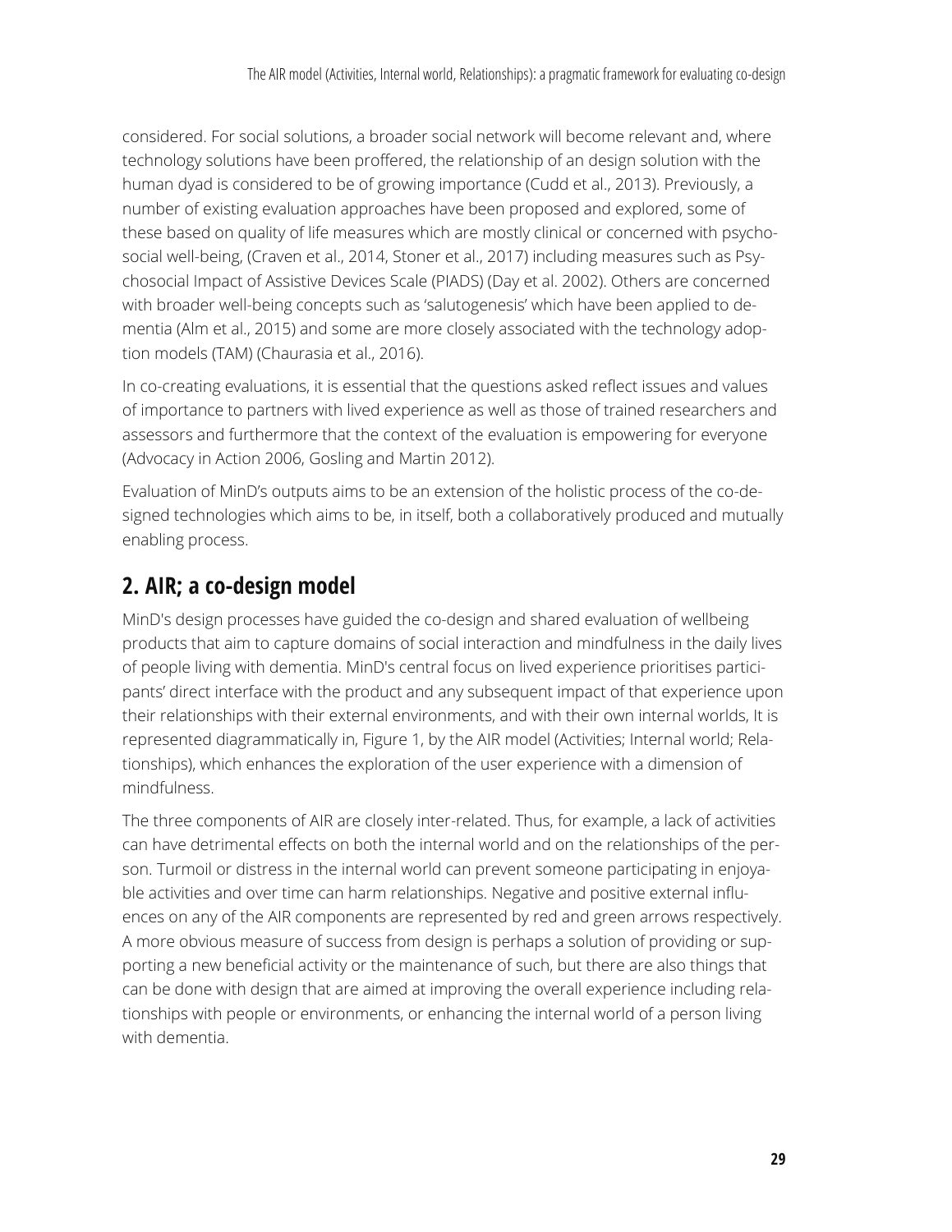considered. For social solutions, a broader social network will become relevant and, where technology solutions have been proffered, the relationship of an design solution with the human dyad is considered to be of growing importance (Cudd et al., 2013). Previously, a number of existing evaluation approaches have been proposed and explored, some of these based on quality of life measures which are mostly clinical or concerned with psycho-social well-being, (Craven et al., 2014, Stoner et al., 2017) including measures such as Psychosocial Impact of Assistive Devices Scale (PIADS) (Day et al. 2002). Others are concerned with broader well-being concepts such as 'salutogenesis' which have been applied to dementia (Alm et al., 2015) and some are more closely associated with the technology adoption models (TAM) (Chaurasia et al., 2016).

In co-creating evaluations, it is essential that the questions asked reflect issues and values of importance to partners with lived experience as well as those of trained researchers and assessors and furthermore that the context of the evaluation is empowering for everyone (Advocacy in Action 2006, Gosling and Martin 2012).

Evaluation of MinD's outputs aims to be an extension of the holistic process of the co-designed technologies which aims to be, in itself, both a collaboratively produced and mutually enabling process.

## 2. AIR; a co-design model

MinD's design processes have guided the co-design and shared evaluation of wellbeing products that aim to capture domains of social interaction and mindfulness in the daily lives of people living with dementia. MinD's central focus on lived experience prioritises participants' direct interface with the product and any subsequent impact of that experience upon their relationships with their external environments, and with their own internal worlds, It is represented diagrammatically in, Figure 1, by the AIR model (Activities; Internal world; Relationships), which enhances the exploration of the user experience with a dimension of mindfulness.

The three components of AIR are closely inter-related. Thus, for example, a lack of activities can have detrimental effects on both the internal world and on the relationships of the person. Turmoil or distress in the internal world can prevent someone participating in enjoyable activities and over time can harm relationships. Negative and positive external influences on any of the AIR components are represented by red and green arrows respectively. A more obvious measure of success from design is perhaps a solution of providing or supporting a new beneficial activity or the maintenance of such, but there are also things that can be done with design that are aimed at improving the overall experience including relationships with people or environments, or enhancing the internal world of a person living with dementia.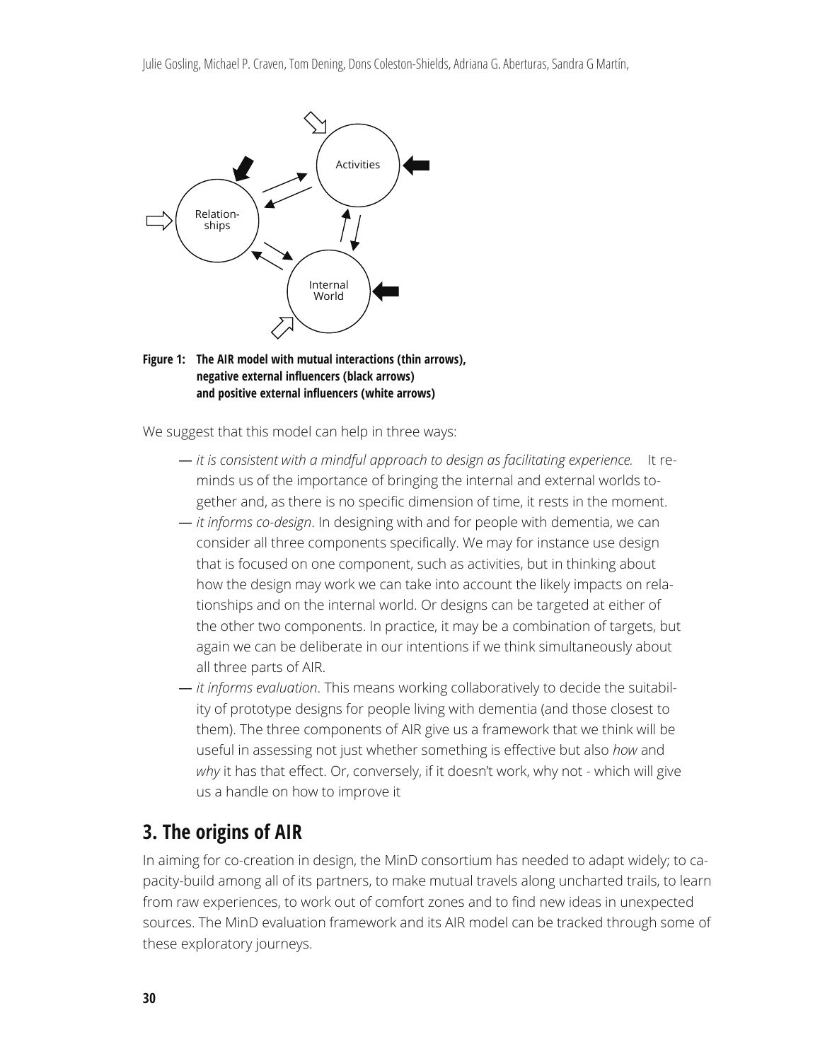**Figure 1: The AIR model with mutual interactions (thin arrows), negative external influencers (black arrows) and positive external influencers (white arrows)**

We suggest that this model can help in three ways:

- *it is consistent with a mindful approach to design as facilitating experience.* It reminds us of the importance of bringing the internal and external worlds together and, as there is no specific dimension of time, it rests in the moment.
- *it informs co-design*. In designing with and for people with dementia, we can consider all three components specifically. We may for instance use design that is focused on one component, such as activities, but in thinking about how the design may work we can take into account the likely impacts on relationships and on the internal world. Or designs can be targeted at either of the other two components. In practice, it may be a combination of targets, but again we can be deliberate in our intentions if we think simultaneously about all three parts of AIR.
- *it informs evaluation*. This means working collaboratively to decide the suitability of prototype designs for people living with dementia (and those closest to them). The three components of AIR give us a framework that we think will be useful in assessing not just whether something is effective but also *how* and *why* it has that effect. Or, conversely, if it doesn't work, why not - which will give us a handle on how to improve it

## 3. The origins of AIR

In aiming for co-creation in design, the MinD consortium has needed to adapt widely; to capacity-build among all of its partners, to make mutual travels along uncharted trails, to learn from raw experiences, to work out of comfort zones and to find new ideas in unexpected sources. The MinD evaluation framework and its AIR model can be tracked through some of these exploratory journeys.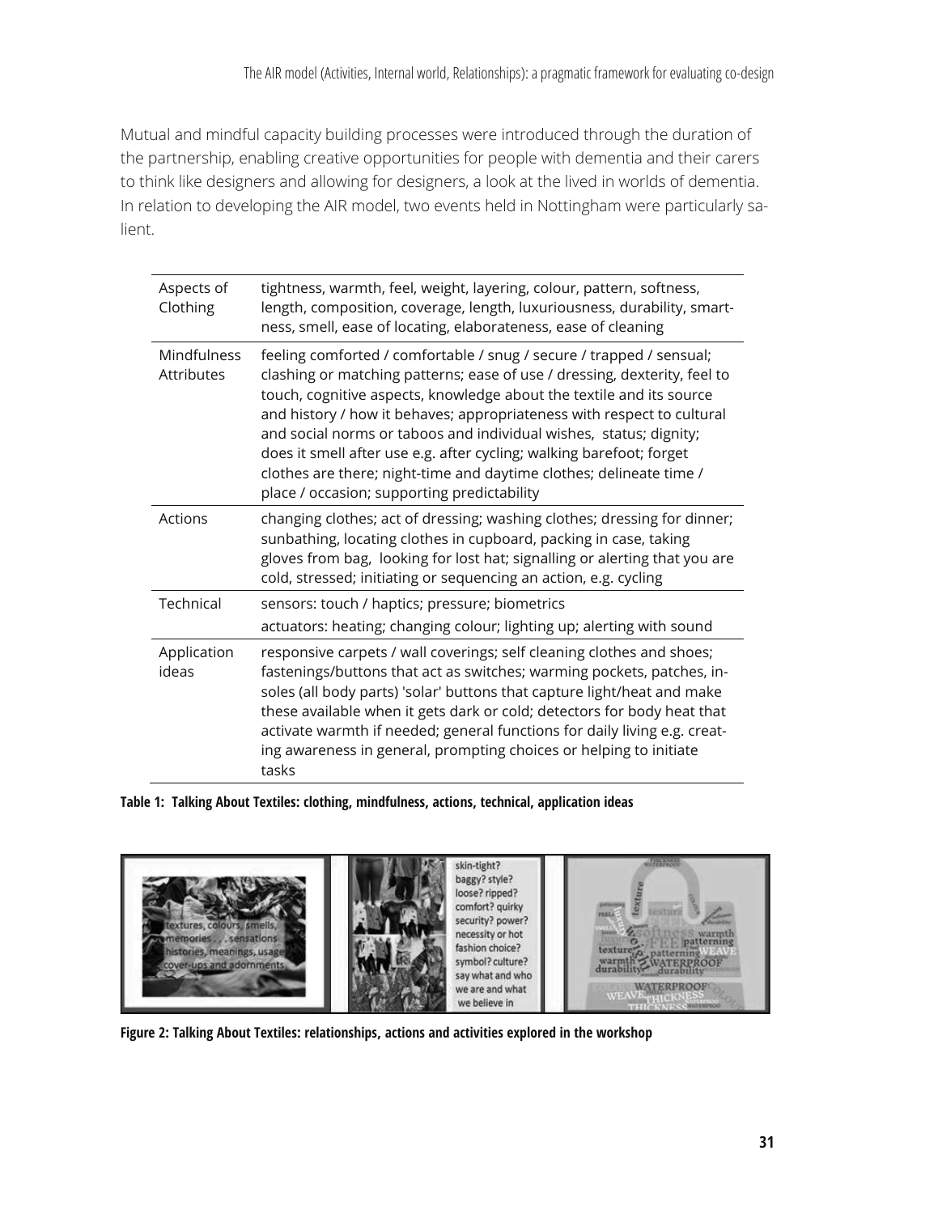Mutual and mindful capacity building processes were introduced through the duration of the partnership, enabling creative opportunities for people with dementia and their carers to think like designers and allowing for designers, a look at the lived in worlds of dementia. In relation to developing the AIR model, two events held in Nottingham were particularly salient.

| | |
|---|---|
| Aspects of Clothing | tightness, warmth, feel, weight, layering, colour, pattern, softness, length, composition, coverage, length, luxuriousness, durability, smartness, smell, ease of locating, elaborateness, ease of cleaning |
| Mindfulness Attributes | feeling comforted / comfortable / snug / secure / trapped / sensual; clashing or matching patterns; ease of use / dressing, dexterity, feel to touch, cognitive aspects, knowledge about the textile and its source and history / how it behaves; appropriateness with respect to cultural and social norms or taboos and individual wishes, status; dignity; does it smell after use e.g. after cycling; walking barefoot; forget clothes are there; night-time and daytime clothes; delineate time / place / occasion; supporting predictability |
| Actions | changing clothes; act of dressing; washing clothes; dressing for dinner; sunbathing, locating clothes in cupboard, packing in case, taking gloves from bag, looking for lost hat; signalling or alerting that you are cold, stressed; initiating or sequencing an action, e.g. cycling |
| Technical | sensors: touch / haptics; pressure; biometrics<br>actuators: heating; changing colour; lighting up; alerting with sound |
| Application ideas | responsive carpets / wall coverings; self cleaning clothes and shoes; fastenings/buttons that act as switches; warming pockets, patches, insoles (all body parts) 'solar' buttons that capture light/heat and make these available when it gets dark or cold; detectors for body heat that activate warmth if needed; general functions for daily living e.g. creating awareness in general, prompting choices or helping to initiate tasks |

**Table 1: Talking About Textiles: clothing, mindfulness, actions, technical, application ideas**

**Figure 2: Talking About Textiles: relationships, actions and activities explored in the workshop**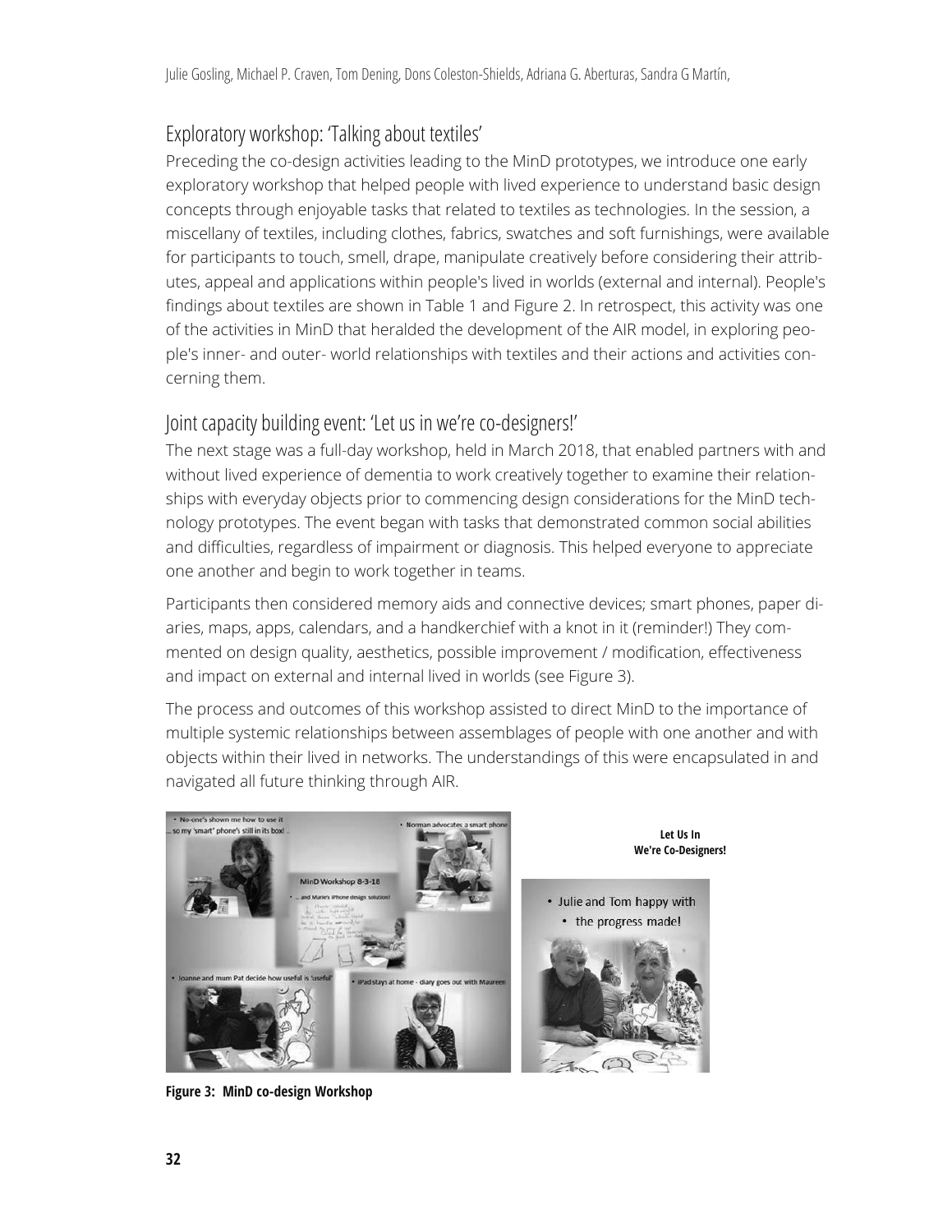## Exploratory workshop: 'Talking about textiles'

Preceding the co-design activities leading to the MinD prototypes, we introduce one early exploratory workshop that helped people with lived experience to understand basic design concepts through enjoyable tasks that related to textiles as technologies. In the session, a miscellany of textiles, including clothes, fabrics, swatches and soft furnishings, were available for participants to touch, smell, drape, manipulate creatively before considering their attributes, appeal and applications within people's lived in worlds (external and internal). People's findings about textiles are shown in Table 1 and Figure 2. In retrospect, this activity was one of the activities in MinD that heralded the development of the AIR model, in exploring people's inner- and outer- world relationships with textiles and their actions and activities concerning them.

## Joint capacity building event: 'Let us in we're co-designers!'

The next stage was a full-day workshop, held in March 2018, that enabled partners with and without lived experience of dementia to work creatively together to examine their relationships with everyday objects prior to commencing design considerations for the MinD technology prototypes. The event began with tasks that demonstrated common social abilities and difficulties, regardless of impairment or diagnosis. This helped everyone to appreciate one another and begin to work together in teams.

Participants then considered memory aids and connective devices; smart phones, paper diaries, maps, apps, calendars, and a handkerchief with a knot in it (reminder!) They commented on design quality, aesthetics, possible improvement / modification, effectiveness and impact on external and internal lived in worlds (see Figure 3).

The process and outcomes of this workshop assisted to direct MinD to the importance of multiple systemic relationships between assemblages of people with one another and with objects within their lived in networks. The understandings of this were encapsulated in and navigated all future thinking through AIR.

**Figure 3: MinD co-design Workshop**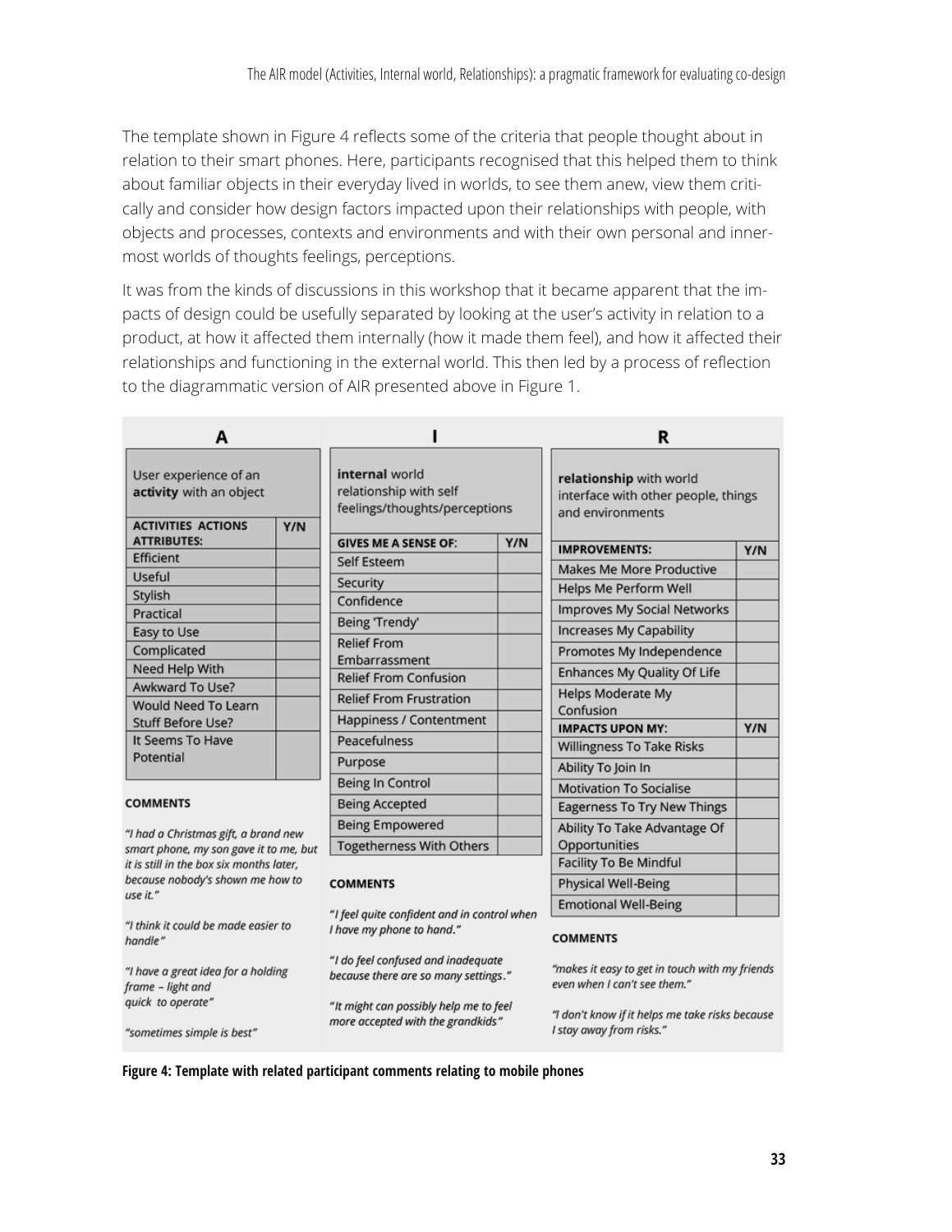The template shown in Figure 4 reflects some of the criteria that people thought about in relation to their smart phones. Here, participants recognised that this helped them to think about familiar objects in their everyday lived in worlds, to see them anew, view them critically and consider how design factors impacted upon their relationships with people, with objects and processes, contexts and environments and with their own personal and innermost worlds of thoughts feelings, perceptions.

It was from the kinds of discussions in this workshop that it became apparent that the impacts of design could be usefully separated by looking at the user's activity in relation to a product, at how it affected them internally (how it made them feel), and how it affected their relationships and functioning in the external world. This then led by a process of reflection to the diagrammatic version of AIR presented above in Figure 1.

**A**

User experience of an **activity** with an object

| ACTIVITIES ACTIONS ATTRIBUTES: | Y/N |
|---|---|
| Efficient | |
| Useful | |
| Stylish | |
| Practical | |
| Easy to Use | |
| Complicated | |
| Need Help With | |
| Awkward To Use? | |
| Would Need To Learn Stuff Before Use? | |
| It Seems To Have Potential | |

**COMMENTS**

*"I had a Christmas gift, a brand new smart phone, my son gave it to me, but it is still in the box six months later, because nobody's shown me how to use it."*

*"I think it could be made easier to handle"*

*"I have a great idea for a holding frame – light and quick to operate"*

*"sometimes simple is best"*

**I**

**internal** world relationship with self feelings/thoughts/perceptions

| GIVES ME A SENSE OF: | Y/N |
|---|---|
| Self Esteem | |
| Security | |
| Confidence | |
| Being 'Trendy' | |
| Relief From Embarrassment | |
| Relief From Confusion | |
| Relief From Frustration | |
| Happiness / Contentment | |
| Peacefulness | |
| Purpose | |
| Being In Control | |
| Being Accepted | |
| Being Empowered | |
| Togetherness With Others | |

**COMMENTS**

*"I feel quite confident and in control when I have my phone to hand."*

*"I do feel confused and inadequate because there are so many settings."*

*"It might can possibly help me to feel more accepted with the grandkids"*

**R**

**relationship** with world interface with other people, things and environments

| IMPROVEMENTS: | Y/N |
|---|---|
| Makes Me More Productive | |
| Helps Me Perform Well | |
| Improves My Social Networks | |
| Increases My Capability | |
| Promotes My Independence | |
| Enhances My Quality Of Life | |
| Helps Moderate My Confusion | |
| **IMPACTS UPON MY:** | **Y/N** |
| Willingness To Take Risks | |
| Ability To Join In | |
| Motivation To Socialise | |
| Eagerness To Try New Things | |
| Ability To Take Advantage Of Opportunities | |
| Facility To Be Mindful | |
| Physical Well-Being | |
| Emotional Well-Being | |

**COMMENTS**

*"makes it easy to get in touch with my friends even when I can't see them."*

*"I don't know if it helps me take risks because I stay away from risks."*

**Figure 4: Template with related participant comments relating to mobile phones**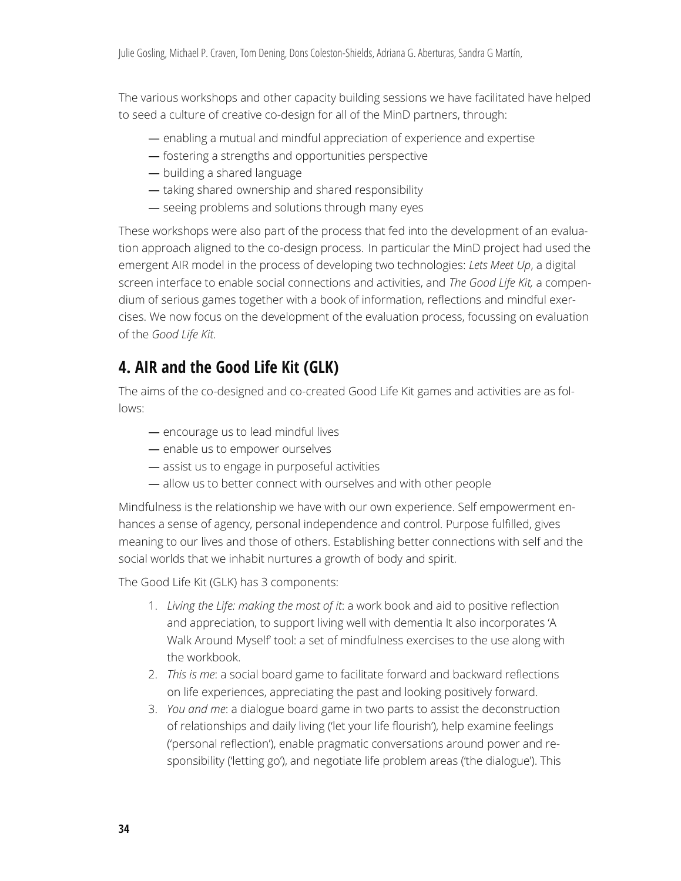The various workshops and other capacity building sessions we have facilitated have helped to seed a culture of creative co-design for all of the MinD partners, through:

- enabling a mutual and mindful appreciation of experience and expertise
- fostering a strengths and opportunities perspective
- building a shared language
- taking shared ownership and shared responsibility
- seeing problems and solutions through many eyes

These workshops were also part of the process that fed into the development of an evaluation approach aligned to the co-design process. In particular the MinD project had used the emergent AIR model in the process of developing two technologies: *Lets Meet Up*, a digital screen interface to enable social connections and activities, and *The Good Life Kit,* a compendium of serious games together with a book of information, reflections and mindful exercises. We now focus on the development of the evaluation process, focussing on evaluation of the *Good Life Kit*.

## 4. AIR and the Good Life Kit (GLK)

The aims of the co-designed and co-created Good Life Kit games and activities are as follows:

- encourage us to lead mindful lives
- enable us to empower ourselves
- assist us to engage in purposeful activities
- allow us to better connect with ourselves and with other people

Mindfulness is the relationship we have with our own experience. Self empowerment enhances a sense of agency, personal independence and control. Purpose fulfilled, gives meaning to our lives and those of others. Establishing better connections with self and the social worlds that we inhabit nurtures a growth of body and spirit.

The Good Life Kit (GLK) has 3 components:

1. *Living the Life: making the most of it*: a work book and aid to positive reflection and appreciation, to support living well with dementia It also incorporates 'A Walk Around Myself' tool: a set of mindfulness exercises to the use along with the workbook.
2. *This is me*: a social board game to facilitate forward and backward reflections on life experiences, appreciating the past and looking positively forward.
3. *You and me*: a dialogue board game in two parts to assist the deconstruction of relationships and daily living ('let your life flourish'), help examine feelings ('personal reflection'), enable pragmatic conversations around power and responsibility ('letting go'), and negotiate life problem areas ('the dialogue'). This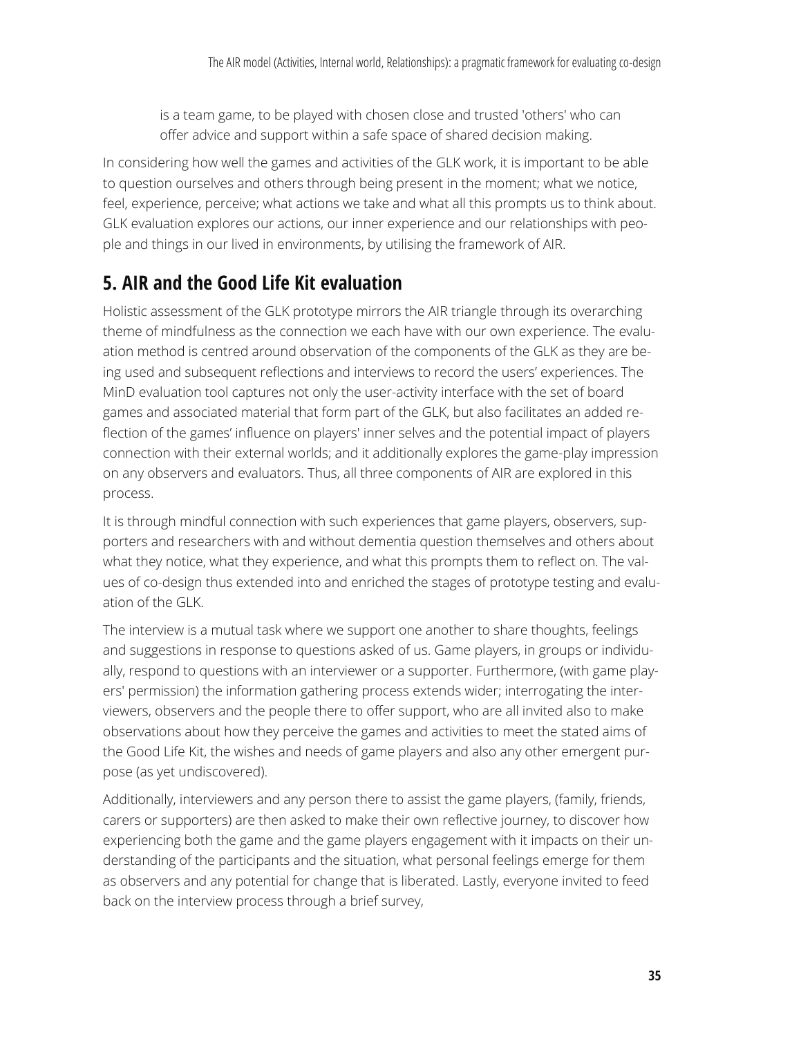is a team game, to be played with chosen close and trusted 'others' who can offer advice and support within a safe space of shared decision making.

In considering how well the games and activities of the GLK work, it is important to be able to question ourselves and others through being present in the moment; what we notice, feel, experience, perceive; what actions we take and what all this prompts us to think about. GLK evaluation explores our actions, our inner experience and our relationships with people and things in our lived in environments, by utilising the framework of AIR.

## 5. AIR and the Good Life Kit evaluation

Holistic assessment of the GLK prototype mirrors the AIR triangle through its overarching theme of mindfulness as the connection we each have with our own experience. The evaluation method is centred around observation of the components of the GLK as they are being used and subsequent reflections and interviews to record the users' experiences. The MinD evaluation tool captures not only the user-activity interface with the set of board games and associated material that form part of the GLK, but also facilitates an added reflection of the games' influence on players' inner selves and the potential impact of players connection with their external worlds; and it additionally explores the game-play impression on any observers and evaluators. Thus, all three components of AIR are explored in this process.

It is through mindful connection with such experiences that game players, observers, supporters and researchers with and without dementia question themselves and others about what they notice, what they experience, and what this prompts them to reflect on. The values of co-design thus extended into and enriched the stages of prototype testing and evaluation of the GLK.

The interview is a mutual task where we support one another to share thoughts, feelings and suggestions in response to questions asked of us. Game players, in groups or individually, respond to questions with an interviewer or a supporter. Furthermore, (with game players' permission) the information gathering process extends wider; interrogating the interviewers, observers and the people there to offer support, who are all invited also to make observations about how they perceive the games and activities to meet the stated aims of the Good Life Kit, the wishes and needs of game players and also any other emergent purpose (as yet undiscovered).

Additionally, interviewers and any person there to assist the game players, (family, friends, carers or supporters) are then asked to make their own reflective journey, to discover how experiencing both the game and the game players engagement with it impacts on their understanding of the participants and the situation, what personal feelings emerge for them as observers and any potential for change that is liberated. Lastly, everyone invited to feed back on the interview process through a brief survey,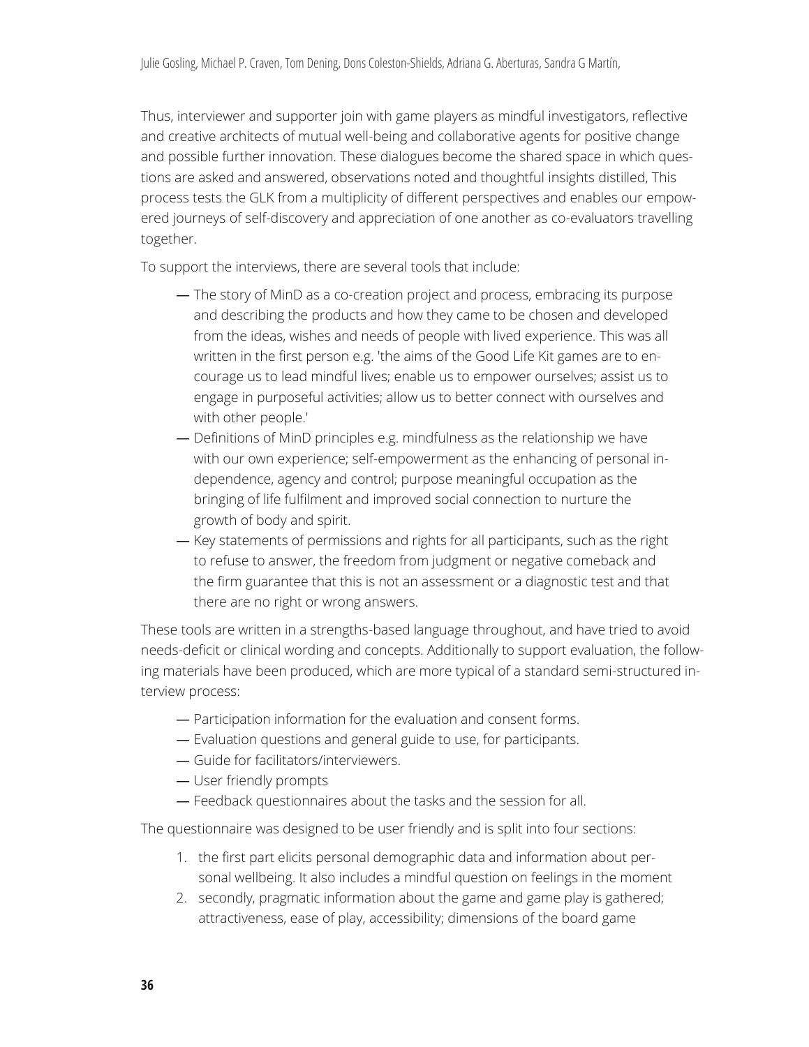Thus, interviewer and supporter join with game players as mindful investigators, reflective and creative architects of mutual well-being and collaborative agents for positive change and possible further innovation. These dialogues become the shared space in which questions are asked and answered, observations noted and thoughtful insights distilled, This process tests the GLK from a multiplicity of different perspectives and enables our empowered journeys of self-discovery and appreciation of one another as co-evaluators travelling together.

To support the interviews, there are several tools that include:

- The story of MinD as a co-creation project and process, embracing its purpose and describing the products and how they came to be chosen and developed from the ideas, wishes and needs of people with lived experience. This was all written in the first person e.g. 'the aims of the Good Life Kit games are to encourage us to lead mindful lives; enable us to empower ourselves; assist us to engage in purposeful activities; allow us to better connect with ourselves and with other people.'
- Definitions of MinD principles e.g. mindfulness as the relationship we have with our own experience; self-empowerment as the enhancing of personal independence, agency and control; purpose meaningful occupation as the bringing of life fulfilment and improved social connection to nurture the growth of body and spirit.
- Key statements of permissions and rights for all participants, such as the right to refuse to answer, the freedom from judgment or negative comeback and the firm guarantee that this is not an assessment or a diagnostic test and that there are no right or wrong answers.

These tools are written in a strengths-based language throughout, and have tried to avoid needs-deficit or clinical wording and concepts. Additionally to support evaluation, the following materials have been produced, which are more typical of a standard semi-structured interview process:

- Participation information for the evaluation and consent forms.
- Evaluation questions and general guide to use, for participants.
- Guide for facilitators/interviewers.
- User friendly prompts
- Feedback questionnaires about the tasks and the session for all.

The questionnaire was designed to be user friendly and is split into four sections:

1. the first part elicits personal demographic data and information about personal wellbeing. It also includes a mindful question on feelings in the moment
2. secondly, pragmatic information about the game and game play is gathered; attractiveness, ease of play, accessibility; dimensions of the board game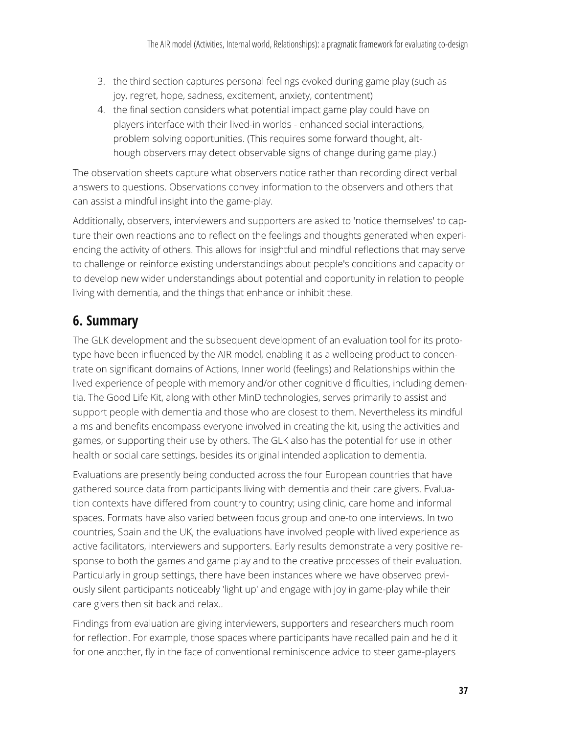3. the third section captures personal feelings evoked during game play (such as joy, regret, hope, sadness, excitement, anxiety, contentment)
4. the final section considers what potential impact game play could have on players interface with their lived-in worlds - enhanced social interactions, problem solving opportunities. (This requires some forward thought, although observers may detect observable signs of change during game play.)

The observation sheets capture what observers notice rather than recording direct verbal answers to questions. Observations convey information to the observers and others that can assist a mindful insight into the game-play.

Additionally, observers, interviewers and supporters are asked to 'notice themselves' to capture their own reactions and to reflect on the feelings and thoughts generated when experiencing the activity of others. This allows for insightful and mindful reflections that may serve to challenge or reinforce existing understandings about people's conditions and capacity or to develop new wider understandings about potential and opportunity in relation to people living with dementia, and the things that enhance or inhibit these.

## 6. Summary

The GLK development and the subsequent development of an evaluation tool for its prototype have been influenced by the AIR model, enabling it as a wellbeing product to concentrate on significant domains of Actions, Inner world (feelings) and Relationships within the lived experience of people with memory and/or other cognitive difficulties, including dementia. The Good Life Kit, along with other MinD technologies, serves primarily to assist and support people with dementia and those who are closest to them. Nevertheless its mindful aims and benefits encompass everyone involved in creating the kit, using the activities and games, or supporting their use by others. The GLK also has the potential for use in other health or social care settings, besides its original intended application to dementia.

Evaluations are presently being conducted across the four European countries that have gathered source data from participants living with dementia and their care givers. Evaluation contexts have differed from country to country; using clinic, care home and informal spaces. Formats have also varied between focus group and one-to one interviews. In two countries, Spain and the UK, the evaluations have involved people with lived experience as active facilitators, interviewers and supporters. Early results demonstrate a very positive response to both the games and game play and to the creative processes of their evaluation. Particularly in group settings, there have been instances where we have observed previously silent participants noticeably 'light up' and engage with joy in game-play while their care givers then sit back and relax..

Findings from evaluation are giving interviewers, supporters and researchers much room for reflection. For example, those spaces where participants have recalled pain and held it for one another, fly in the face of conventional reminiscence advice to steer game-players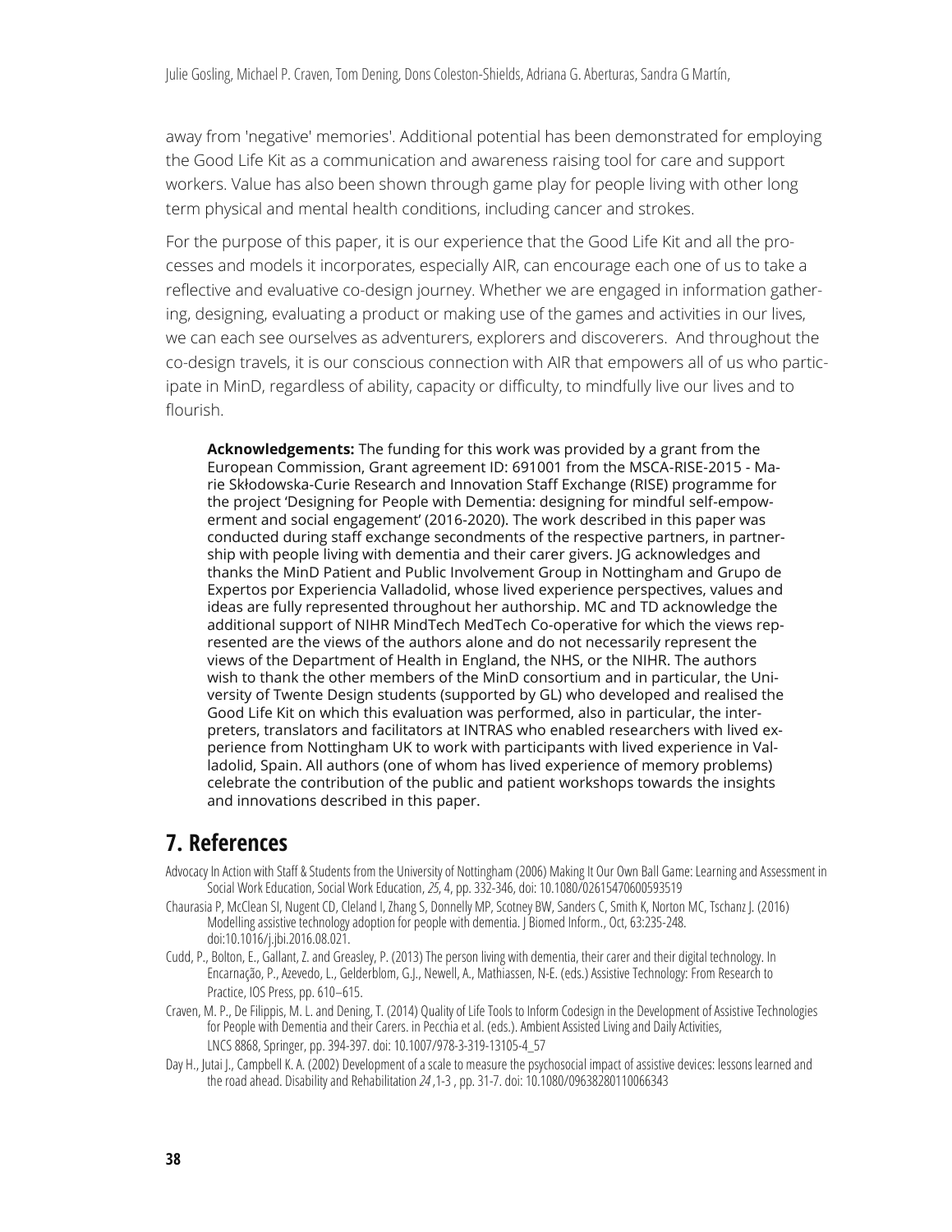away from 'negative' memories'. Additional potential has been demonstrated for employing the Good Life Kit as a communication and awareness raising tool for care and support workers. Value has also been shown through game play for people living with other long term physical and mental health conditions, including cancer and strokes.

For the purpose of this paper, it is our experience that the Good Life Kit and all the processes and models it incorporates, especially AIR, can encourage each one of us to take a reflective and evaluative co-design journey. Whether we are engaged in information gathering, designing, evaluating a product or making use of the games and activities in our lives, we can each see ourselves as adventurers, explorers and discoverers. And throughout the co-design travels, it is our conscious connection with AIR that empowers all of us who participate in MinD, regardless of ability, capacity or difficulty, to mindfully live our lives and to flourish.

**Acknowledgements:** The funding for this work was provided by a grant from the European Commission, Grant agreement ID: 691001 from the MSCA-RISE-2015 - Marie Skłodowska-Curie Research and Innovation Staff Exchange (RISE) programme for the project 'Designing for People with Dementia: designing for mindful self-empowerment and social engagement' (2016-2020). The work described in this paper was conducted during staff exchange secondments of the respective partners, in partnership with people living with dementia and their carer givers. JG acknowledges and thanks the MinD Patient and Public Involvement Group in Nottingham and Grupo de Expertos por Experiencia Valladolid, whose lived experience perspectives, values and ideas are fully represented throughout her authorship. MC and TD acknowledge the additional support of NIHR MindTech MedTech Co-operative for which the views represented are the views of the authors alone and do not necessarily represent the views of the Department of Health in England, the NHS, or the NIHR. The authors wish to thank the other members of the MinD consortium and in particular, the University of Twente Design students (supported by GL) who developed and realised the Good Life Kit on which this evaluation was performed, also in particular, the interpreters, translators and facilitators at INTRAS who enabled researchers with lived experience from Nottingham UK to work with participants with lived experience in Valladolid, Spain. All authors (one of whom has lived experience of memory problems) celebrate the contribution of the public and patient workshops towards the insights and innovations described in this paper.

## 7. References

Advocacy In Action with Staff & Students from the University of Nottingham (2006) Making It Our Own Ball Game: Learning and Assessment in Social Work Education, Social Work Education, *25*, 4, pp. 332-346, doi: 10.1080/02615470600593519

Chaurasia P, McClean SI, Nugent CD, Cleland I, Zhang S, Donnelly MP, Scotney BW, Sanders C, Smith K, Norton MC, Tschanz J. (2016) Modelling assistive technology adoption for people with dementia. J Biomed Inform., Oct, 63:235-248. doi:10.1016/j.jbi.2016.08.021.

Cudd, P., Bolton, E., Gallant, Z. and Greasley, P. (2013) The person living with dementia, their carer and their digital technology. In Encarnação, P., Azevedo, L., Gelderblom, G.J., Newell, A., Mathiassen, N-E. (eds.) Assistive Technology: From Research to Practice, IOS Press, pp. 610–615.

Craven, M. P., De Filippis, M. L. and Dening, T. (2014) Quality of Life Tools to Inform Codesign in the Development of Assistive Technologies for People with Dementia and their Carers. in Pecchia et al. (eds.). Ambient Assisted Living and Daily Activities, LNCS 8868, Springer, pp. 394-397. doi: 10.1007/978-3-319-13105-4_57

Day H., Jutai J., Campbell K. A. (2002) Development of a scale to measure the psychosocial impact of assistive devices: lessons learned and the road ahead. Disability and Rehabilitation *24*,1-3 , pp. 31-7. doi: 10.1080/09638280110066343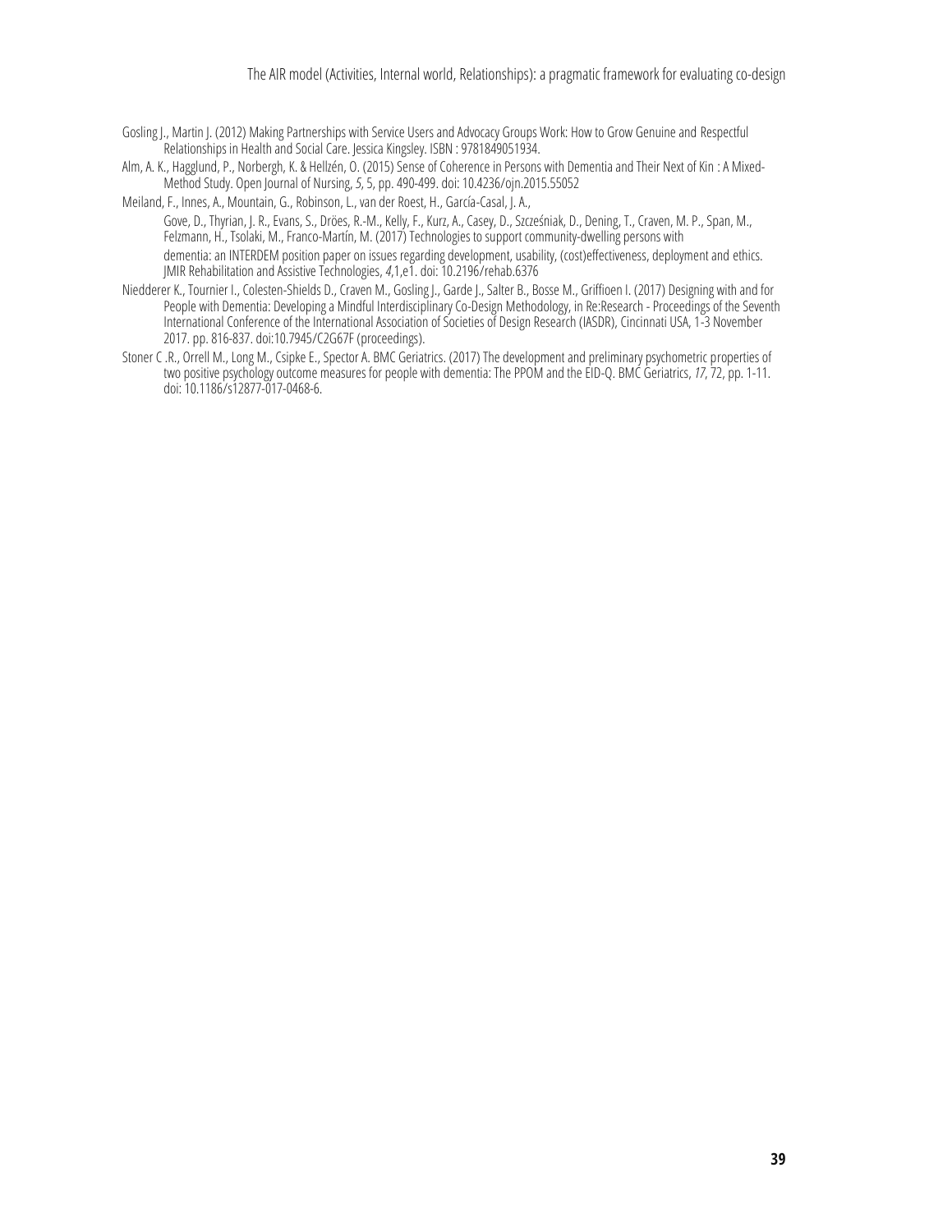Gosling J., Martin J. (2012) Making Partnerships with Service Users and Advocacy Groups Work: How to Grow Genuine and Respectful Relationships in Health and Social Care. Jessica Kingsley. ISBN : 9781849051934.

Alm, A. K., Hagglund, P., Norbergh, K. & Hellzén, O. (2015) Sense of Coherence in Persons with Dementia and Their Next of Kin : A Mixed-Method Study. Open Journal of Nursing, *5*, 5, pp. 490-499. doi: 10.4236/ojn.2015.55052

Meiland, F., Innes, A., Mountain, G., Robinson, L., van der Roest, H., García-Casal, J. A., Gove, D., Thyrian, J. R., Evans, S., Dröes, R.-M., Kelly, F., Kurz, A., Casey, D., Szcześniak, D., Dening, T., Craven, M. P., Span, M., Felzmann, H., Tsolaki, M., Franco-Martín, M. (2017) Technologies to support community-dwelling persons with dementia: an INTERDEM position paper on issues regarding development, usability, (cost)effectiveness, deployment and ethics. JMIR Rehabilitation and Assistive Technologies, *4*,1,e1. doi: 10.2196/rehab.6376

Niedderer K., Tournier I., Colesten-Shields D., Craven M., Gosling J., Garde J., Salter B., Bosse M., Griffioen I. (2017) Designing with and for People with Dementia: Developing a Mindful Interdisciplinary Co-Design Methodology, in Re:Research - Proceedings of the Seventh International Conference of the International Association of Societies of Design Research (IASDR), Cincinnati USA, 1-3 November 2017. pp. 816-837. doi:10.7945/C2G67F (proceedings).

Stoner C .R., Orrell M., Long M., Csipke E., Spector A. BMC Geriatrics. (2017) The development and preliminary psychometric properties of two positive psychology outcome measures for people with dementia: The PPOM and the EID-Q. BMC Geriatrics, *17*, 72, pp. 1-11. doi: 10.1186/s12877-017-0468-6.